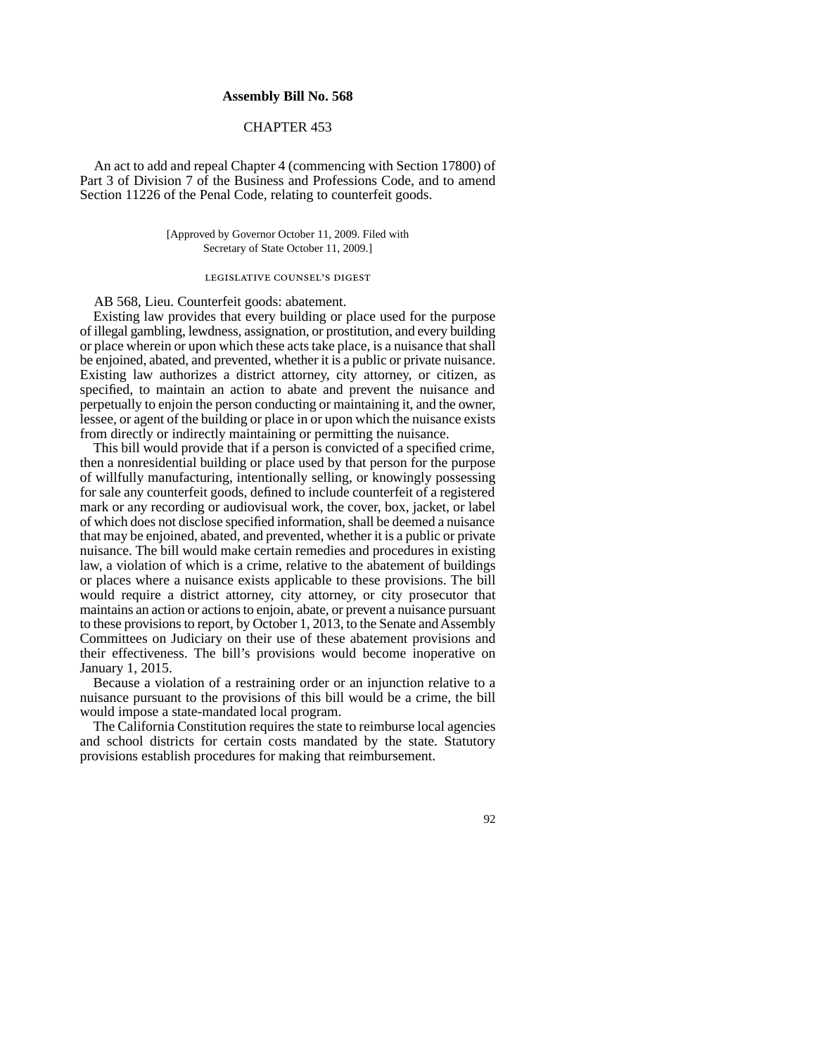**Assembly Bill No. 568**

CHAPTER 453

An act to add and repeal Chapter 4 (commencing with Section 17800) of Part 3 of Division 7 of the Business and Professions Code, and to amend Section 11226 of the Penal Code, relating to counterfeit goods.

[Approved by Governor October 11, 2009. Filed with Secretary of State October 11, 2009.]

LEGISLATIVE COUNSEL'S DIGEST

AB 568, Lieu. Counterfeit goods: abatement.

Existing law provides that every building or place used for the purpose of illegal gambling, lewdness, assignation, or prostitution, and every building or place wherein or upon which these acts take place, is a nuisance that shall be enjoined, abated, and prevented, whether it is a public or private nuisance. Existing law authorizes a district attorney, city attorney, or citizen, as specified, to maintain an action to abate and prevent the nuisance and perpetually to enjoin the person conducting or maintaining it, and the owner, lessee, or agent of the building or place in or upon which the nuisance exists from directly or indirectly maintaining or permitting the nuisance.

This bill would provide that if a person is convicted of a specified crime, then a nonresidential building or place used by that person for the purpose of willfully manufacturing, intentionally selling, or knowingly possessing for sale any counterfeit goods, defined to include counterfeit of a registered mark or any recording or audiovisual work, the cover, box, jacket, or label of which does not disclose specified information, shall be deemed a nuisance that may be enjoined, abated, and prevented, whether it is a public or private nuisance. The bill would make certain remedies and procedures in existing law, a violation of which is a crime, relative to the abatement of buildings or places where a nuisance exists applicable to these provisions. The bill would require a district attorney, city attorney, or city prosecutor that maintains an action or actions to enjoin, abate, or prevent a nuisance pursuant to these provisions to report, by October 1, 2013, to the Senate and Assembly Committees on Judiciary on their use of these abatement provisions and their effectiveness. The bill's provisions would become inoperative on January 1, 2015.

Because a violation of a restraining order or an injunction relative to a nuisance pursuant to the provisions of this bill would be a crime, the bill would impose a state-mandated local program.

The California Constitution requires the state to reimburse local agencies and school districts for certain costs mandated by the state. Statutory provisions establish procedures for making that reimbursement.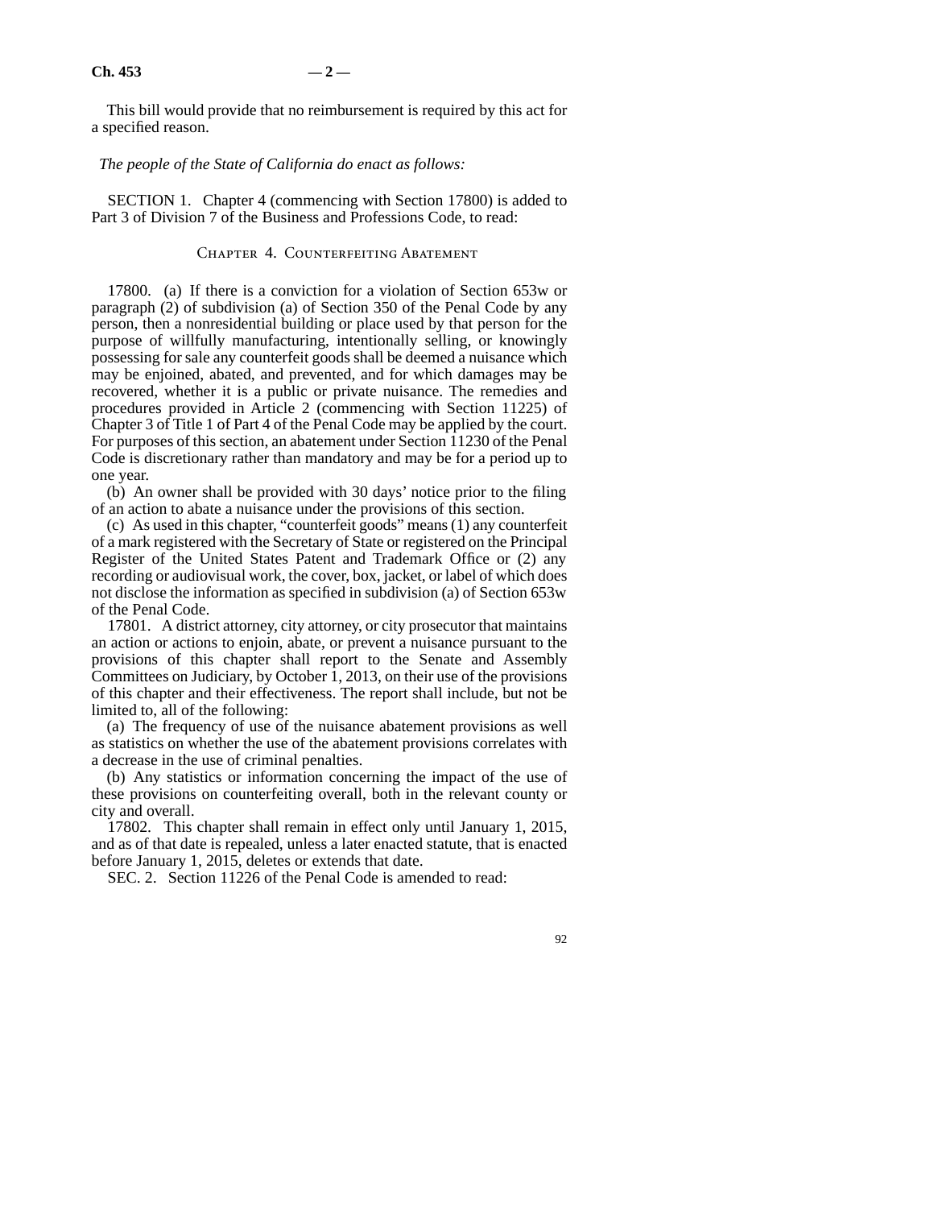This bill would provide that no reimbursement is required by this act for a specified reason.

*The people of the State of California do enact as follows:*

SECTION 1. Chapter 4 (commencing with Section 17800) is added to Part 3 of Division 7 of the Business and Professions Code, to read:

## Chapter 4. Counterfeiting Abatement

17800. (a) If there is a conviction for a violation of Section 653w or paragraph (2) of subdivision (a) of Section 350 of the Penal Code by any person, then a nonresidential building or place used by that person for the purpose of willfully manufacturing, intentionally selling, or knowingly possessing for sale any counterfeit goods shall be deemed a nuisance which may be enjoined, abated, and prevented, and for which damages may be recovered, whether it is a public or private nuisance. The remedies and procedures provided in Article 2 (commencing with Section 11225) of Chapter 3 of Title 1 of Part 4 of the Penal Code may be applied by the court. For purposes of this section, an abatement under Section 11230 of the Penal Code is discretionary rather than mandatory and may be for a period up to one year.

(b) An owner shall be provided with 30 days' notice prior to the filing of an action to abate a nuisance under the provisions of this section.

(c) As used in this chapter, "counterfeit goods" means (1) any counterfeit of a mark registered with the Secretary of State or registered on the Principal Register of the United States Patent and Trademark Office or (2) any recording or audiovisual work, the cover, box, jacket, or label of which does not disclose the information as specified in subdivision (a) of Section 653w of the Penal Code.

17801. A district attorney, city attorney, or city prosecutor that maintains an action or actions to enjoin, abate, or prevent a nuisance pursuant to the provisions of this chapter shall report to the Senate and Assembly Committees on Judiciary, by October 1, 2013, on their use of the provisions of this chapter and their effectiveness. The report shall include, but not be limited to, all of the following:

(a) The frequency of use of the nuisance abatement provisions as well as statistics on whether the use of the abatement provisions correlates with a decrease in the use of criminal penalties.

(b) Any statistics or information concerning the impact of the use of these provisions on counterfeiting overall, both in the relevant county or city and overall.

17802. This chapter shall remain in effect only until January 1, 2015, and as of that date is repealed, unless a later enacted statute, that is enacted before January 1, 2015, deletes or extends that date.

SEC. 2. Section 11226 of the Penal Code is amended to read: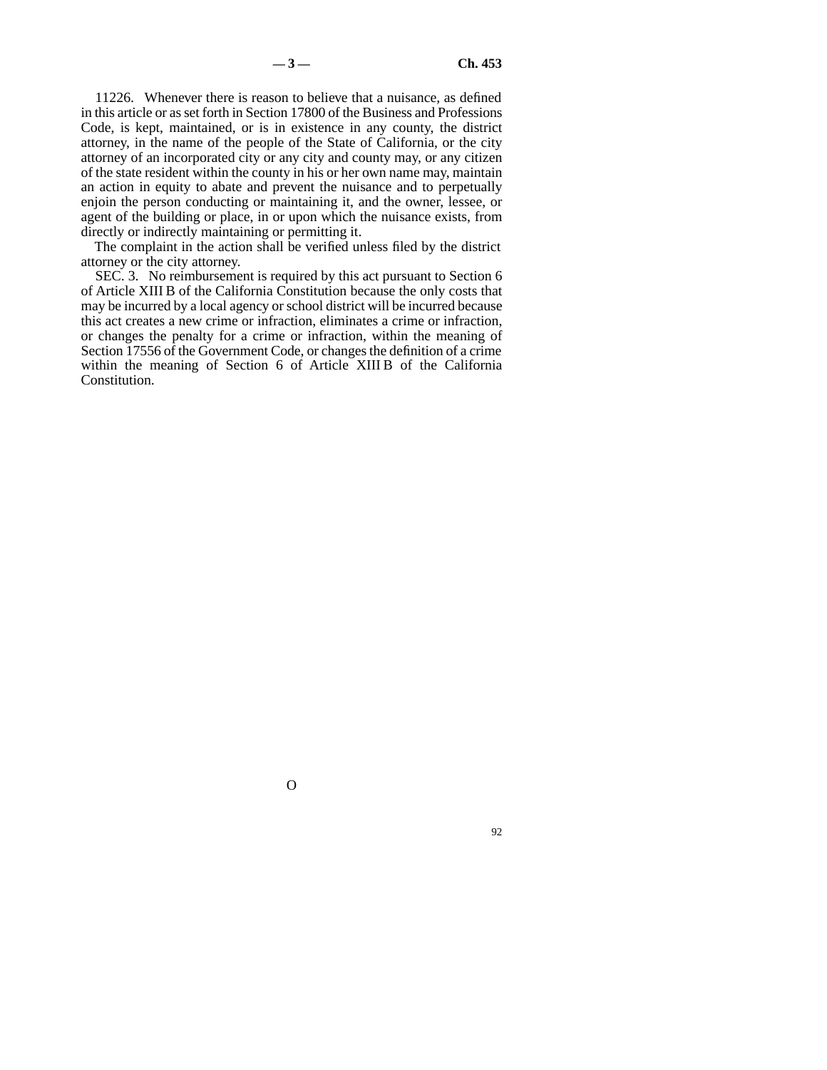11226. Whenever there is reason to believe that a nuisance, as defined in this article or as set forth in Section 17800 of the Business and Professions Code, is kept, maintained, or is in existence in any county, the district attorney, in the name of the people of the State of California, or the city attorney of an incorporated city or any city and county may, or any citizen of the state resident within the county in his or her own name may, maintain an action in equity to abate and prevent the nuisance and to perpetually enjoin the person conducting or maintaining it, and the owner, lessee, or agent of the building or place, in or upon which the nuisance exists, from directly or indirectly maintaining or permitting it.

The complaint in the action shall be verified unless filed by the district attorney or the city attorney.

SEC. 3. No reimbursement is required by this act pursuant to Section 6 of Article XIII B of the California Constitution because the only costs that may be incurred by a local agency or school district will be incurred because this act creates a new crime or infraction, eliminates a crime or infraction, or changes the penalty for a crime or infraction, within the meaning of Section 17556 of the Government Code, or changes the definition of a crime within the meaning of Section 6 of Article XIII B of the California Constitution.

O